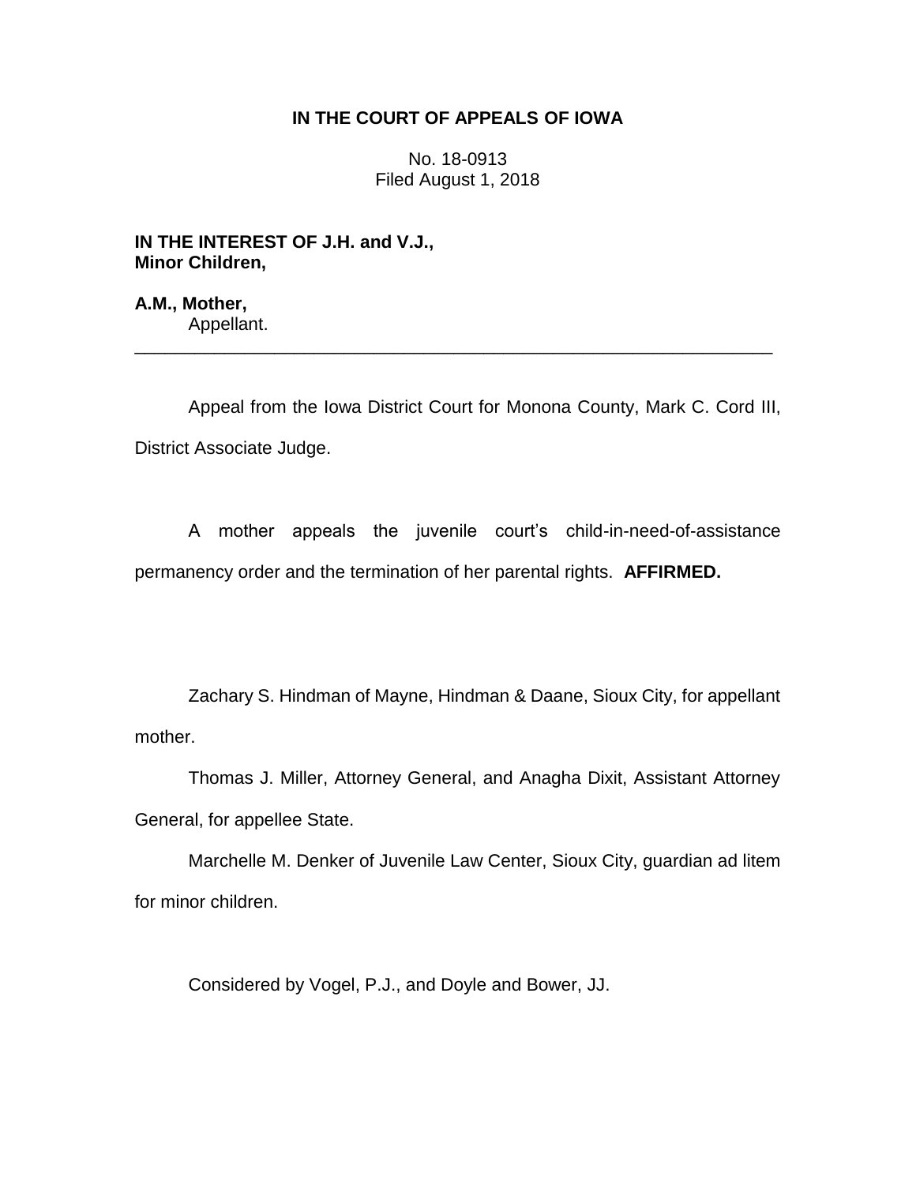**IN THE COURT OF APPEALS OF IOWA**

No. 18-0913
Filed August 1, 2018

**IN THE INTEREST OF J.H. and V.J., Minor Children,**

**A.M., Mother,**
Appellant.

---

Appeal from the Iowa District Court for Monona County, Mark C. Cord III, District Associate Judge.

A mother appeals the juvenile court's child-in-need-of-assistance permanency order and the termination of her parental rights. **AFFIRMED.**

Zachary S. Hindman of Mayne, Hindman & Daane, Sioux City, for appellant mother.

Thomas J. Miller, Attorney General, and Anagha Dixit, Assistant Attorney General, for appellee State.

Marchelle M. Denker of Juvenile Law Center, Sioux City, guardian ad litem for minor children.

Considered by Vogel, P.J., and Doyle and Bower, JJ.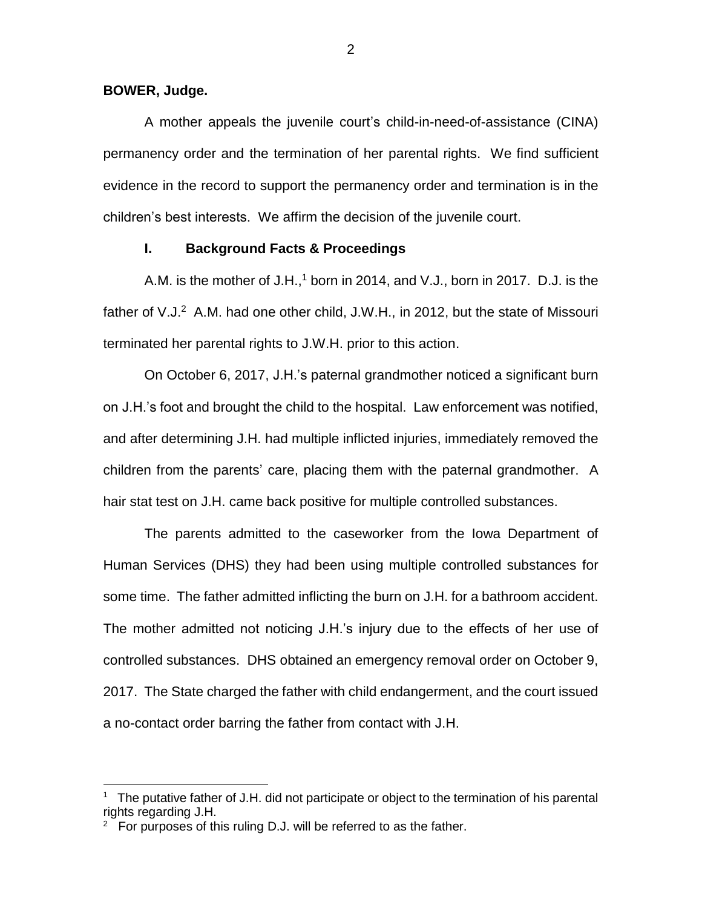**BOWER, Judge.**

A mother appeals the juvenile court's child-in-need-of-assistance (CINA) permanency order and the termination of her parental rights. We find sufficient evidence in the record to support the permanency order and termination is in the children's best interests. We affirm the decision of the juvenile court.

## I. Background Facts & Proceedings

A.M. is the mother of J.H.,[1] born in 2014, and V.J., born in 2017. D.J. is the father of V.J.[2] A.M. had one other child, J.W.H., in 2012, but the state of Missouri terminated her parental rights to J.W.H. prior to this action.

On October 6, 2017, J.H.'s paternal grandmother noticed a significant burn on J.H.'s foot and brought the child to the hospital. Law enforcement was notified, and after determining J.H. had multiple inflicted injuries, immediately removed the children from the parents' care, placing them with the paternal grandmother. A hair stat test on J.H. came back positive for multiple controlled substances.

The parents admitted to the caseworker from the Iowa Department of Human Services (DHS) they had been using multiple controlled substances for some time. The father admitted inflicting the burn on J.H. for a bathroom accident. The mother admitted not noticing J.H.'s injury due to the effects of her use of controlled substances. DHS obtained an emergency removal order on October 9, 2017. The State charged the father with child endangerment, and the court issued a no-contact order barring the father from contact with J.H.

---

[1] The putative father of J.H. did not participate or object to the termination of his parental rights regarding J.H.

[2] For purposes of this ruling D.J. will be referred to as the father.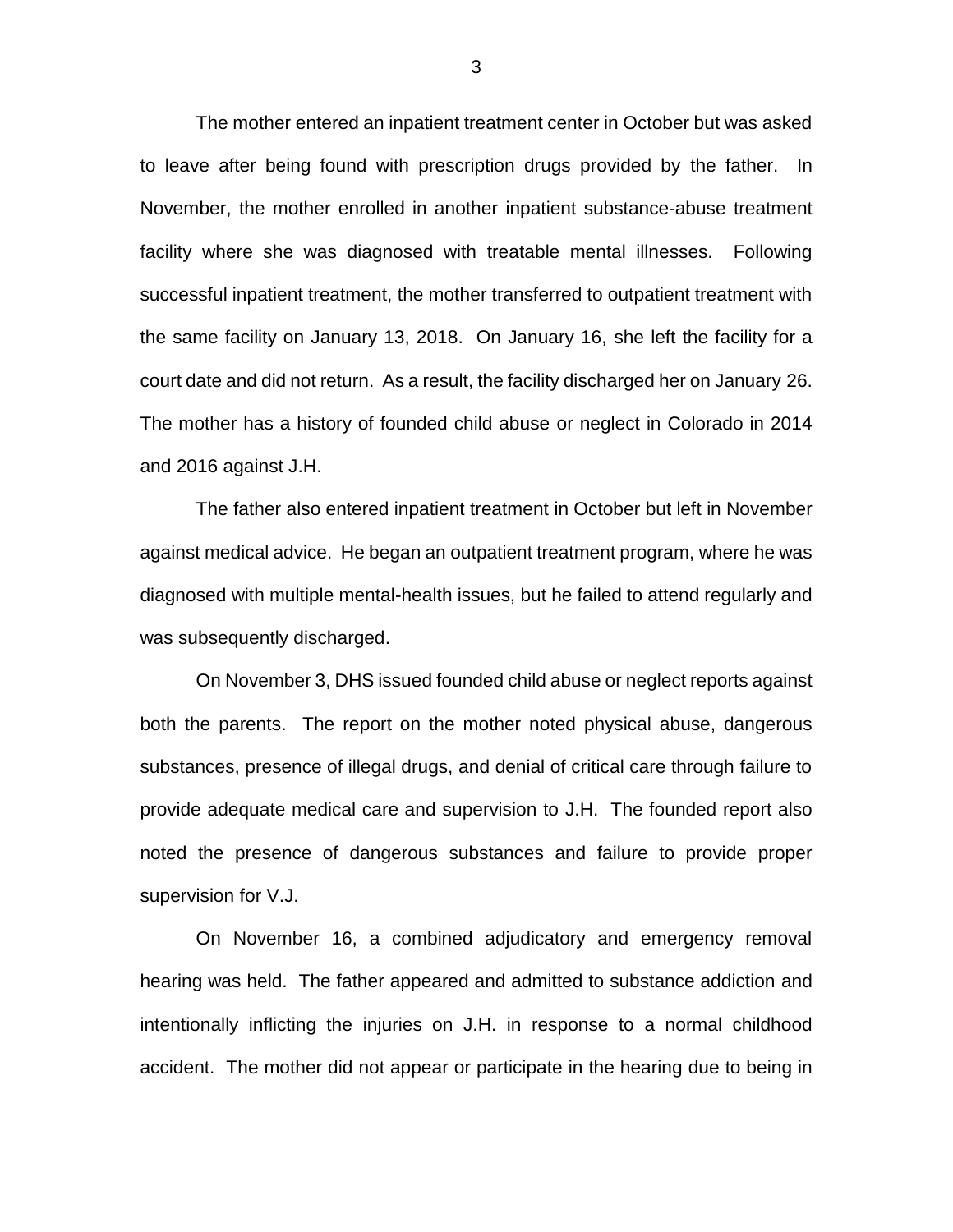The mother entered an inpatient treatment center in October but was asked to leave after being found with prescription drugs provided by the father. In November, the mother enrolled in another inpatient substance-abuse treatment facility where she was diagnosed with treatable mental illnesses. Following successful inpatient treatment, the mother transferred to outpatient treatment with the same facility on January 13, 2018. On January 16, she left the facility for a court date and did not return. As a result, the facility discharged her on January 26. The mother has a history of founded child abuse or neglect in Colorado in 2014 and 2016 against J.H.

The father also entered inpatient treatment in October but left in November against medical advice. He began an outpatient treatment program, where he was diagnosed with multiple mental-health issues, but he failed to attend regularly and was subsequently discharged.

On November 3, DHS issued founded child abuse or neglect reports against both the parents. The report on the mother noted physical abuse, dangerous substances, presence of illegal drugs, and denial of critical care through failure to provide adequate medical care and supervision to J.H. The founded report also noted the presence of dangerous substances and failure to provide proper supervision for V.J.

On November 16, a combined adjudicatory and emergency removal hearing was held. The father appeared and admitted to substance addiction and intentionally inflicting the injuries on J.H. in response to a normal childhood accident. The mother did not appear or participate in the hearing due to being in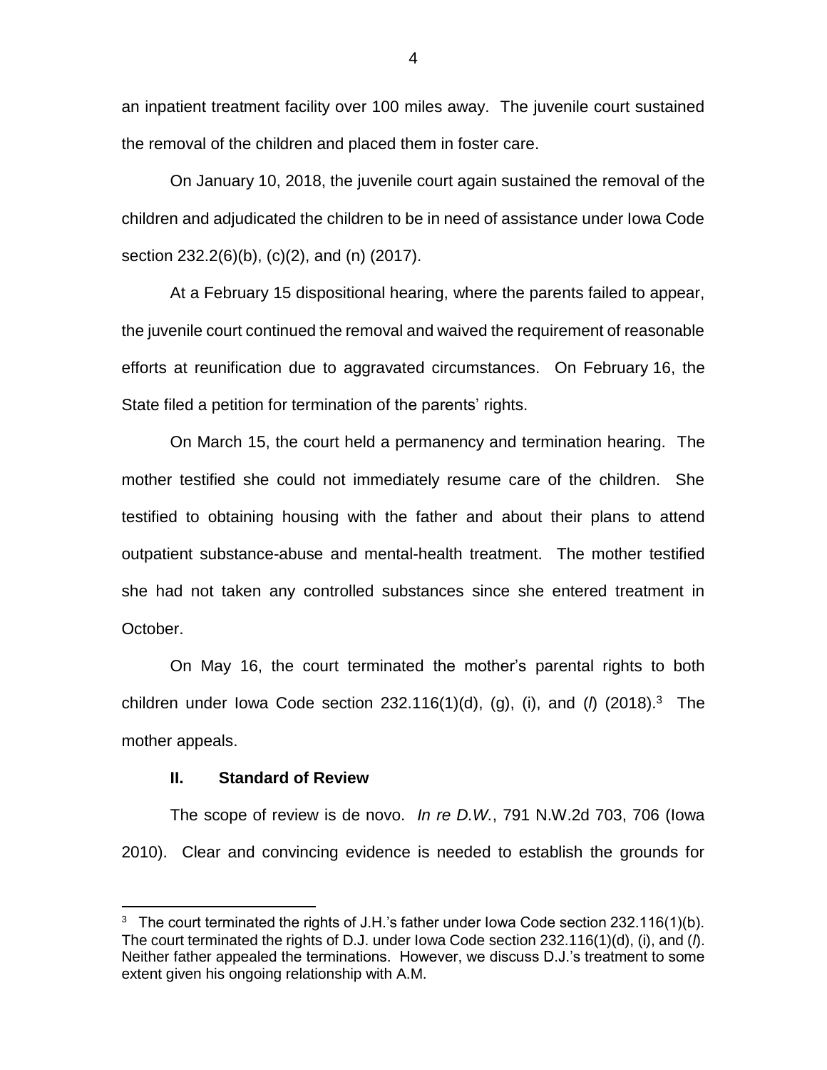an inpatient treatment facility over 100 miles away. The juvenile court sustained the removal of the children and placed them in foster care.

On January 10, 2018, the juvenile court again sustained the removal of the children and adjudicated the children to be in need of assistance under Iowa Code section 232.2(6)(b), (c)(2), and (n) (2017).

At a February 15 dispositional hearing, where the parents failed to appear, the juvenile court continued the removal and waived the requirement of reasonable efforts at reunification due to aggravated circumstances. On February 16, the State filed a petition for termination of the parents' rights.

On March 15, the court held a permanency and termination hearing. The mother testified she could not immediately resume care of the children. She testified to obtaining housing with the father and about their plans to attend outpatient substance-abuse and mental-health treatment. The mother testified she had not taken any controlled substances since she entered treatment in October.

On May 16, the court terminated the mother's parental rights to both children under Iowa Code section 232.116(1)(d), (g), (i), and (*l*) (2018).[3] The mother appeals.

## II. Standard of Review

The scope of review is de novo. *In re D.W.*, 791 N.W.2d 703, 706 (Iowa 2010). Clear and convincing evidence is needed to establish the grounds for

---

[3] The court terminated the rights of J.H.'s father under Iowa Code section 232.116(1)(b). The court terminated the rights of D.J. under Iowa Code section 232.116(1)(d), (i), and (*l*). Neither father appealed the terminations. However, we discuss D.J.'s treatment to some extent given his ongoing relationship with A.M.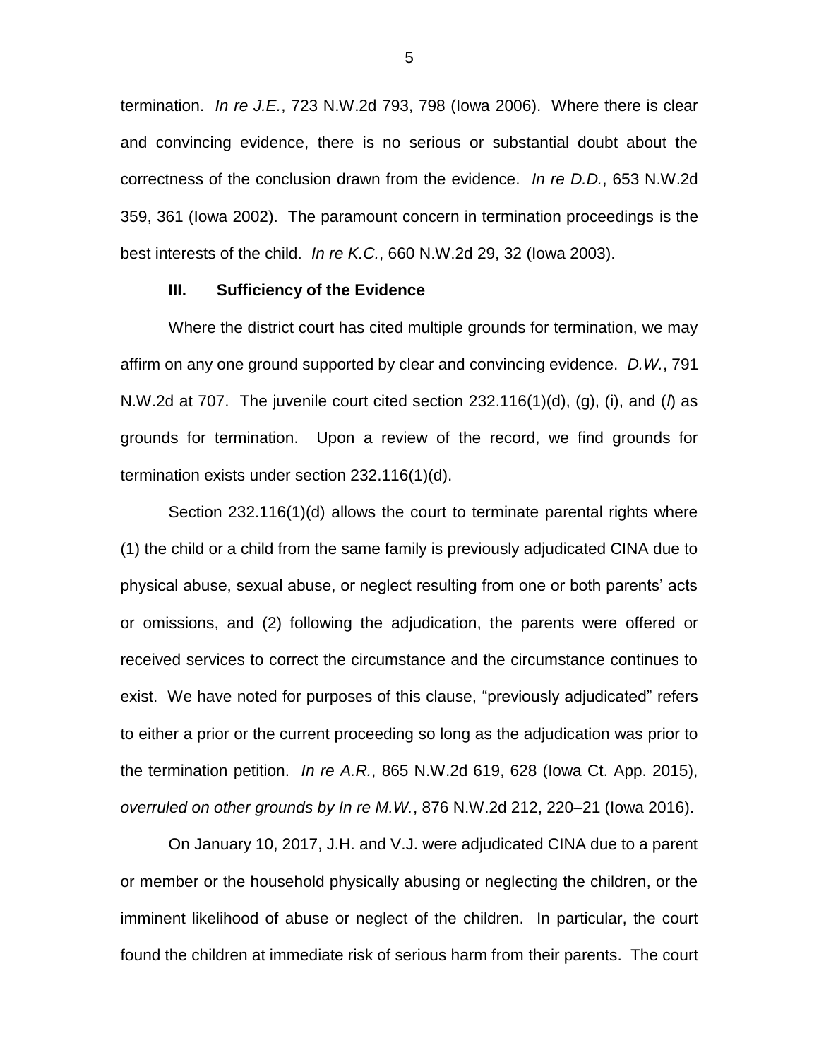termination. *In re J.E.*, 723 N.W.2d 793, 798 (Iowa 2006). Where there is clear and convincing evidence, there is no serious or substantial doubt about the correctness of the conclusion drawn from the evidence. *In re D.D.*, 653 N.W.2d 359, 361 (Iowa 2002). The paramount concern in termination proceedings is the best interests of the child. *In re K.C.*, 660 N.W.2d 29, 32 (Iowa 2003).

**III. Sufficiency of the Evidence**

Where the district court has cited multiple grounds for termination, we may affirm on any one ground supported by clear and convincing evidence. *D.W.*, 791 N.W.2d at 707. The juvenile court cited section 232.116(1)(d), (g), (i), and (*l*) as grounds for termination. Upon a review of the record, we find grounds for termination exists under section 232.116(1)(d).

Section 232.116(1)(d) allows the court to terminate parental rights where (1) the child or a child from the same family is previously adjudicated CINA due to physical abuse, sexual abuse, or neglect resulting from one or both parents' acts or omissions, and (2) following the adjudication, the parents were offered or received services to correct the circumstance and the circumstance continues to exist. We have noted for purposes of this clause, "previously adjudicated" refers to either a prior or the current proceeding so long as the adjudication was prior to the termination petition. *In re A.R.*, 865 N.W.2d 619, 628 (Iowa Ct. App. 2015), *overruled on other grounds by In re M.W.*, 876 N.W.2d 212, 220–21 (Iowa 2016).

On January 10, 2017, J.H. and V.J. were adjudicated CINA due to a parent or member or the household physically abusing or neglecting the children, or the imminent likelihood of abuse or neglect of the children. In particular, the court found the children at immediate risk of serious harm from their parents. The court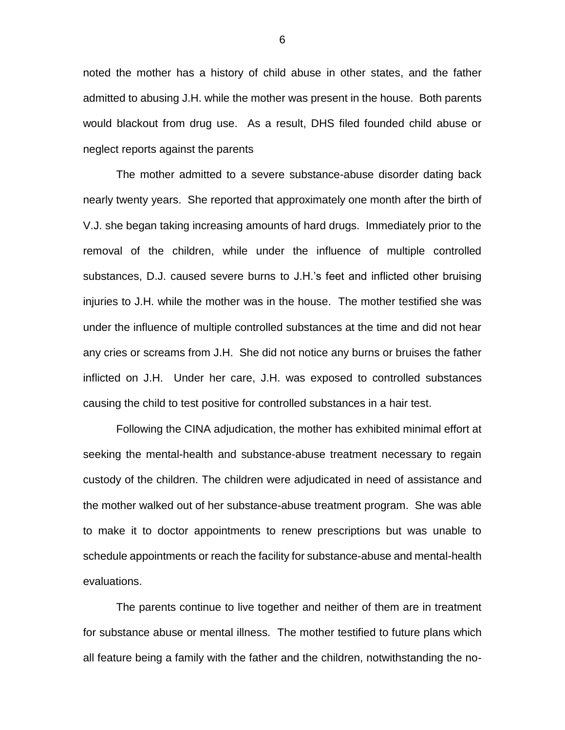noted the mother has a history of child abuse in other states, and the father admitted to abusing J.H. while the mother was present in the house. Both parents would blackout from drug use. As a result, DHS filed founded child abuse or neglect reports against the parents

The mother admitted to a severe substance-abuse disorder dating back nearly twenty years. She reported that approximately one month after the birth of V.J. she began taking increasing amounts of hard drugs. Immediately prior to the removal of the children, while under the influence of multiple controlled substances, D.J. caused severe burns to J.H.'s feet and inflicted other bruising injuries to J.H. while the mother was in the house. The mother testified she was under the influence of multiple controlled substances at the time and did not hear any cries or screams from J.H. She did not notice any burns or bruises the father inflicted on J.H. Under her care, J.H. was exposed to controlled substances causing the child to test positive for controlled substances in a hair test.

Following the CINA adjudication, the mother has exhibited minimal effort at seeking the mental-health and substance-abuse treatment necessary to regain custody of the children. The children were adjudicated in need of assistance and the mother walked out of her substance-abuse treatment program. She was able to make it to doctor appointments to renew prescriptions but was unable to schedule appointments or reach the facility for substance-abuse and mental-health evaluations.

The parents continue to live together and neither of them are in treatment for substance abuse or mental illness. The mother testified to future plans which all feature being a family with the father and the children, notwithstanding the no-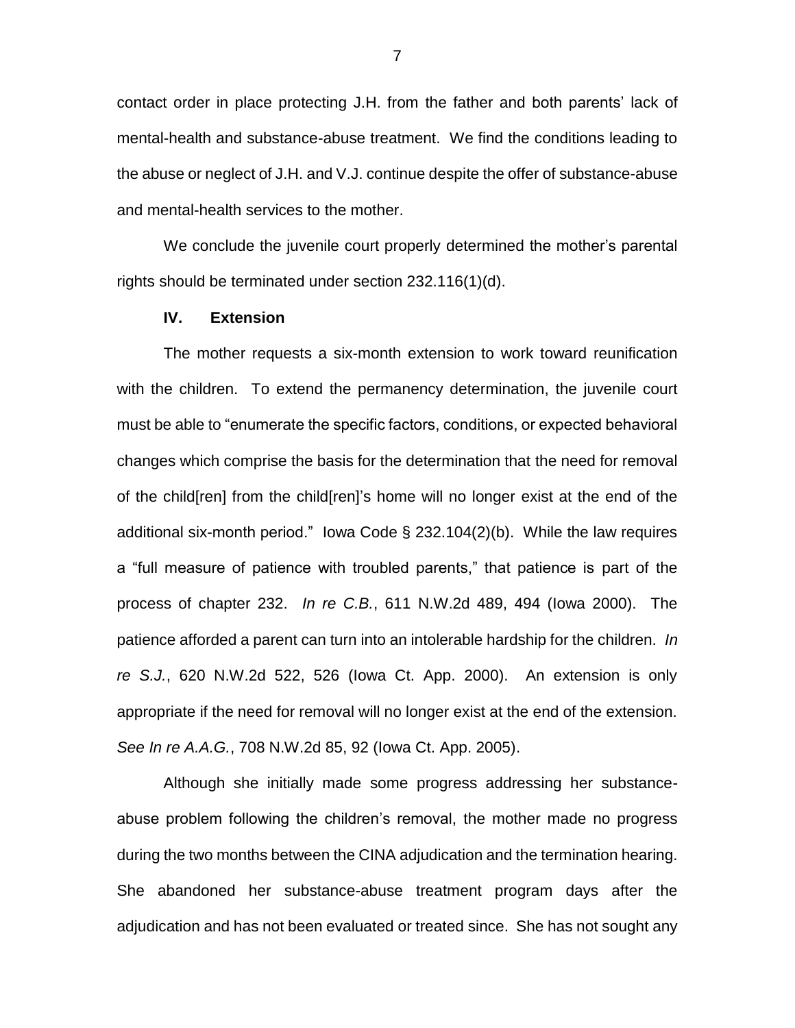contact order in place protecting J.H. from the father and both parents' lack of mental-health and substance-abuse treatment. We find the conditions leading to the abuse or neglect of J.H. and V.J. continue despite the offer of substance-abuse and mental-health services to the mother.

We conclude the juvenile court properly determined the mother's parental rights should be terminated under section 232.116(1)(d).

## IV. Extension

The mother requests a six-month extension to work toward reunification with the children. To extend the permanency determination, the juvenile court must be able to "enumerate the specific factors, conditions, or expected behavioral changes which comprise the basis for the determination that the need for removal of the child[ren] from the child[ren]'s home will no longer exist at the end of the additional six-month period." Iowa Code § 232.104(2)(b). While the law requires a "full measure of patience with troubled parents," that patience is part of the process of chapter 232. *In re C.B.*, 611 N.W.2d 489, 494 (Iowa 2000). The patience afforded a parent can turn into an intolerable hardship for the children. *In re S.J.*, 620 N.W.2d 522, 526 (Iowa Ct. App. 2000). An extension is only appropriate if the need for removal will no longer exist at the end of the extension. *See In re A.A.G.*, 708 N.W.2d 85, 92 (Iowa Ct. App. 2005).

Although she initially made some progress addressing her substance-abuse problem following the children's removal, the mother made no progress during the two months between the CINA adjudication and the termination hearing. She abandoned her substance-abuse treatment program days after the adjudication and has not been evaluated or treated since. She has not sought any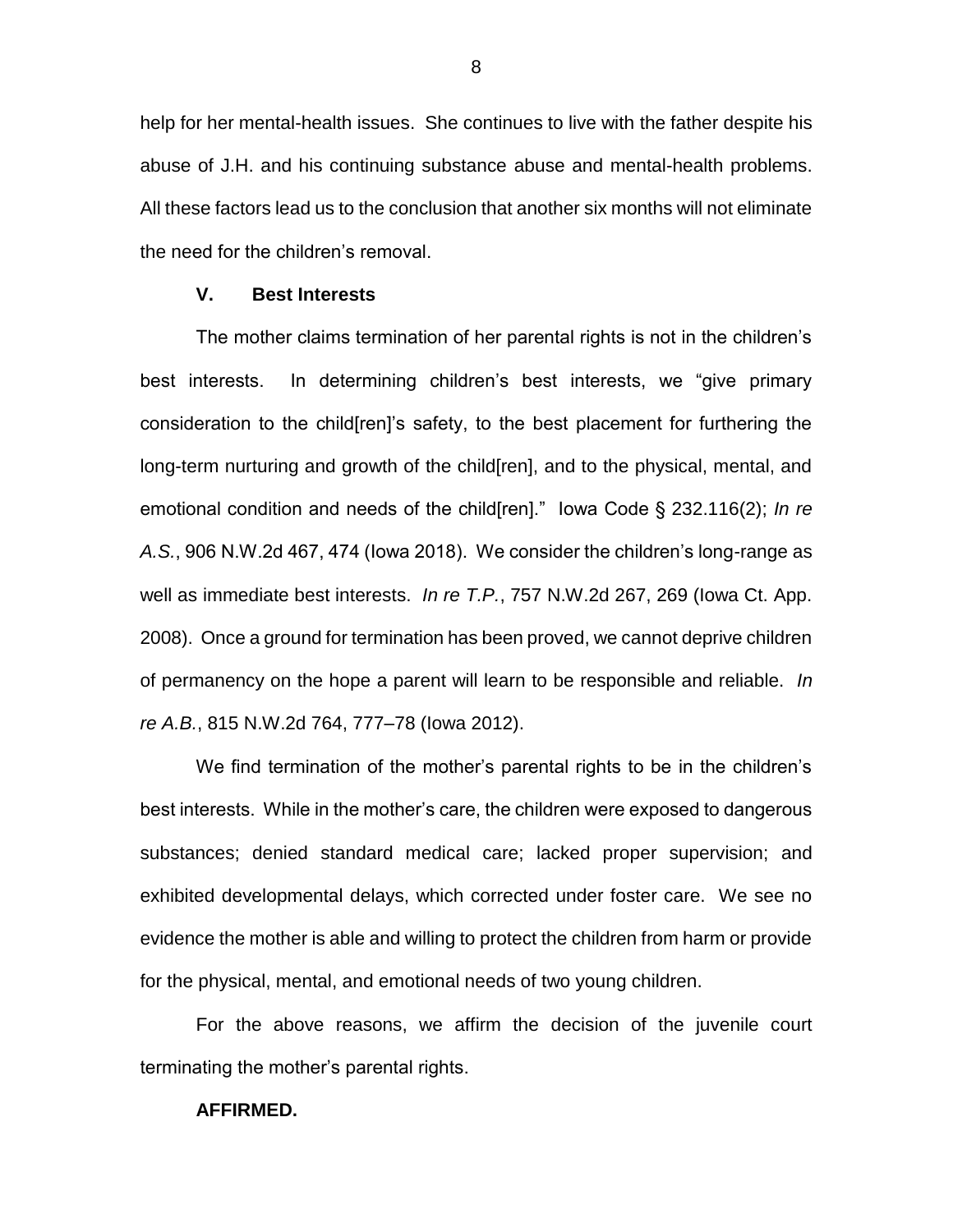help for her mental-health issues. She continues to live with the father despite his abuse of J.H. and his continuing substance abuse and mental-health problems. All these factors lead us to the conclusion that another six months will not eliminate the need for the children's removal.

## V. Best Interests

The mother claims termination of her parental rights is not in the children's best interests. In determining children's best interests, we "give primary consideration to the child[ren]'s safety, to the best placement for furthering the long-term nurturing and growth of the child[ren], and to the physical, mental, and emotional condition and needs of the child[ren]." Iowa Code § 232.116(2); *In re A.S.*, 906 N.W.2d 467, 474 (Iowa 2018). We consider the children's long-range as well as immediate best interests. *In re T.P.*, 757 N.W.2d 267, 269 (Iowa Ct. App. 2008). Once a ground for termination has been proved, we cannot deprive children of permanency on the hope a parent will learn to be responsible and reliable. *In re A.B.*, 815 N.W.2d 764, 777–78 (Iowa 2012).

We find termination of the mother's parental rights to be in the children's best interests. While in the mother's care, the children were exposed to dangerous substances; denied standard medical care; lacked proper supervision; and exhibited developmental delays, which corrected under foster care. We see no evidence the mother is able and willing to protect the children from harm or provide for the physical, mental, and emotional needs of two young children.

For the above reasons, we affirm the decision of the juvenile court terminating the mother's parental rights.

**AFFIRMED.**